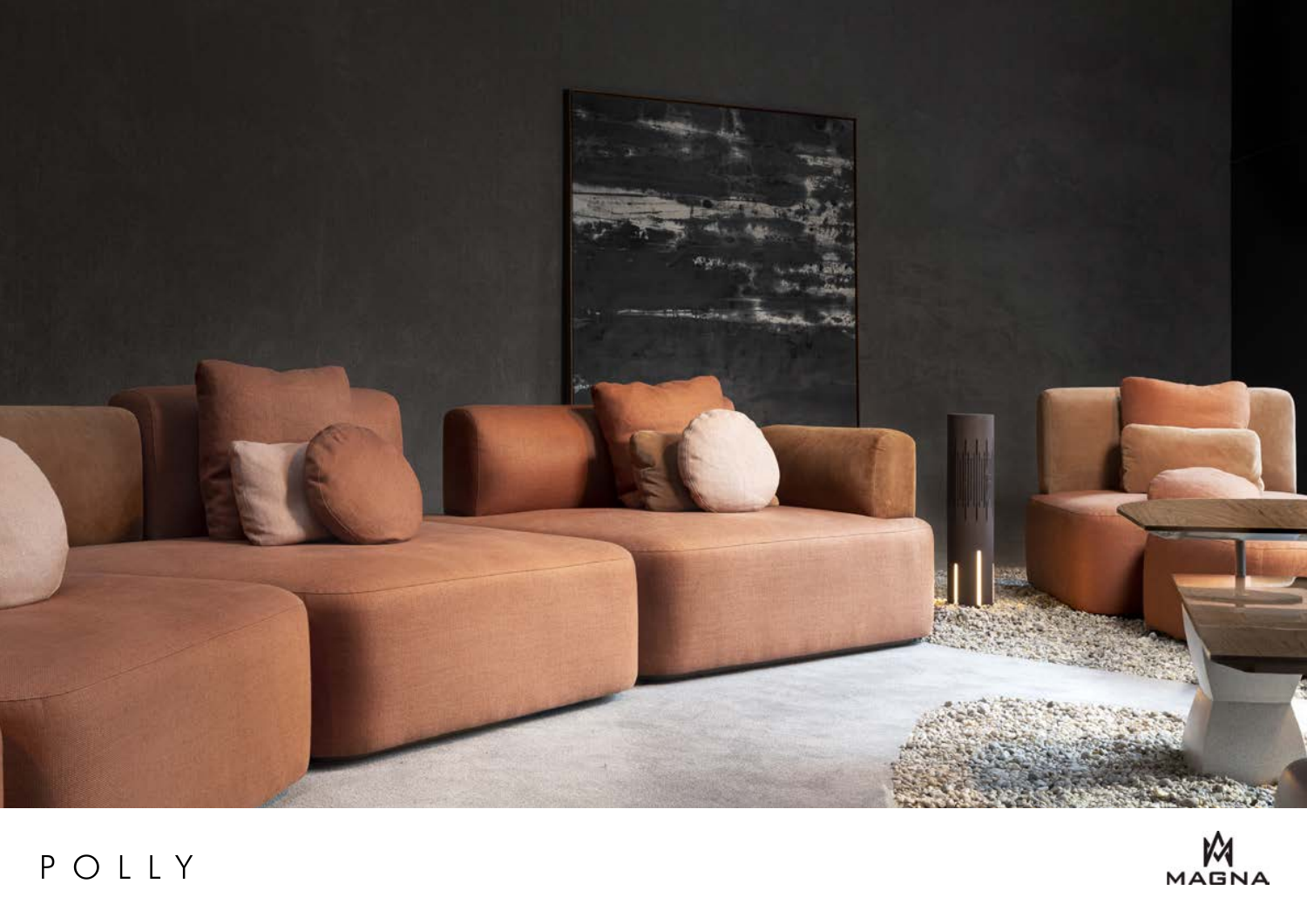# POLLY

MAGNA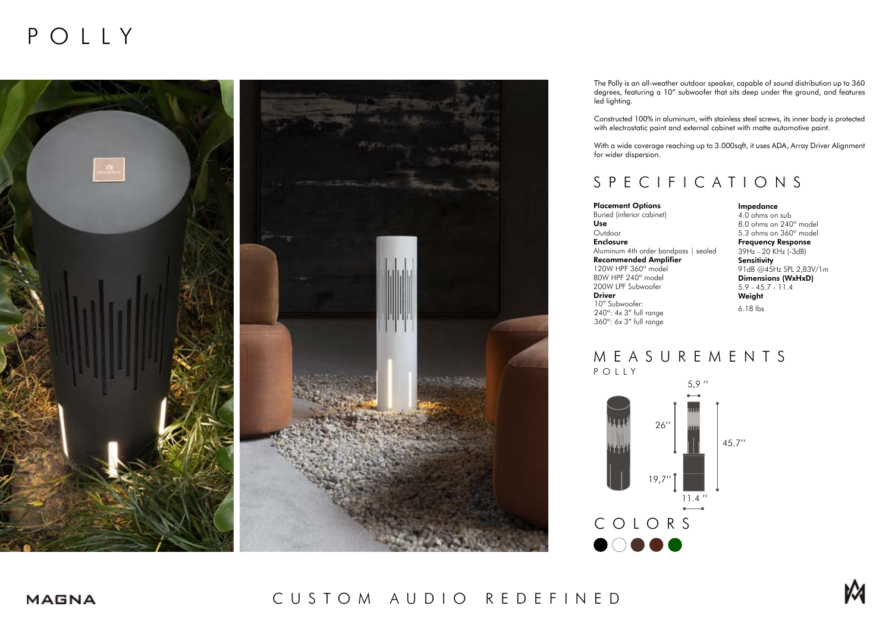# POLLY

The Polly is an all-weather outdoor speaker, capable of sound distribution up to 360 degrees, featuring a 10" subwoofer that sits deep under the ground, and features led lighting.

Constructed 100% in aluminum, with stainless steel screws, its inner body is protected with electrostatic paint and external cabinet with matte automotive paint.

With a wide coverage reaching up to 3.000sqft, it uses ADA, Array Driver Alignment for wider dispersion.

## SPECIFICATIONS

**Placement Options**
Buried (inferior cabinet)

**Use**
Outdoor

**Enclosure**
Aluminum 4th order bandpass | sealed

**Recommended Amplifier**
120W HPF 360° model
80W HPF 240° model
200W LPF Subwoofer

**Driver**
10" Subwoofer:
240°: 4x 3" full range
360°: 6x 3" full range

**Impedance**
4.0 ohms on sub
8.0 ohms on 240° model
5.3 ohms on 360° model

**Frequency Response**
39Hz - 20 KHz (-3dB)

**Sensitivity**
91dB @45Hz SPL 2,83V/1m

**Dimensions (WxHxD)**
5.9 - 45.7 - 11.4

**Weight**
6.18 lbs

## MEASUREMENTS

POLLY

5,9 ''
26''
45.7''
19,7''
11.4 ''

## COLORS

MAGNA

CUSTOM AUDIO REDEFINED